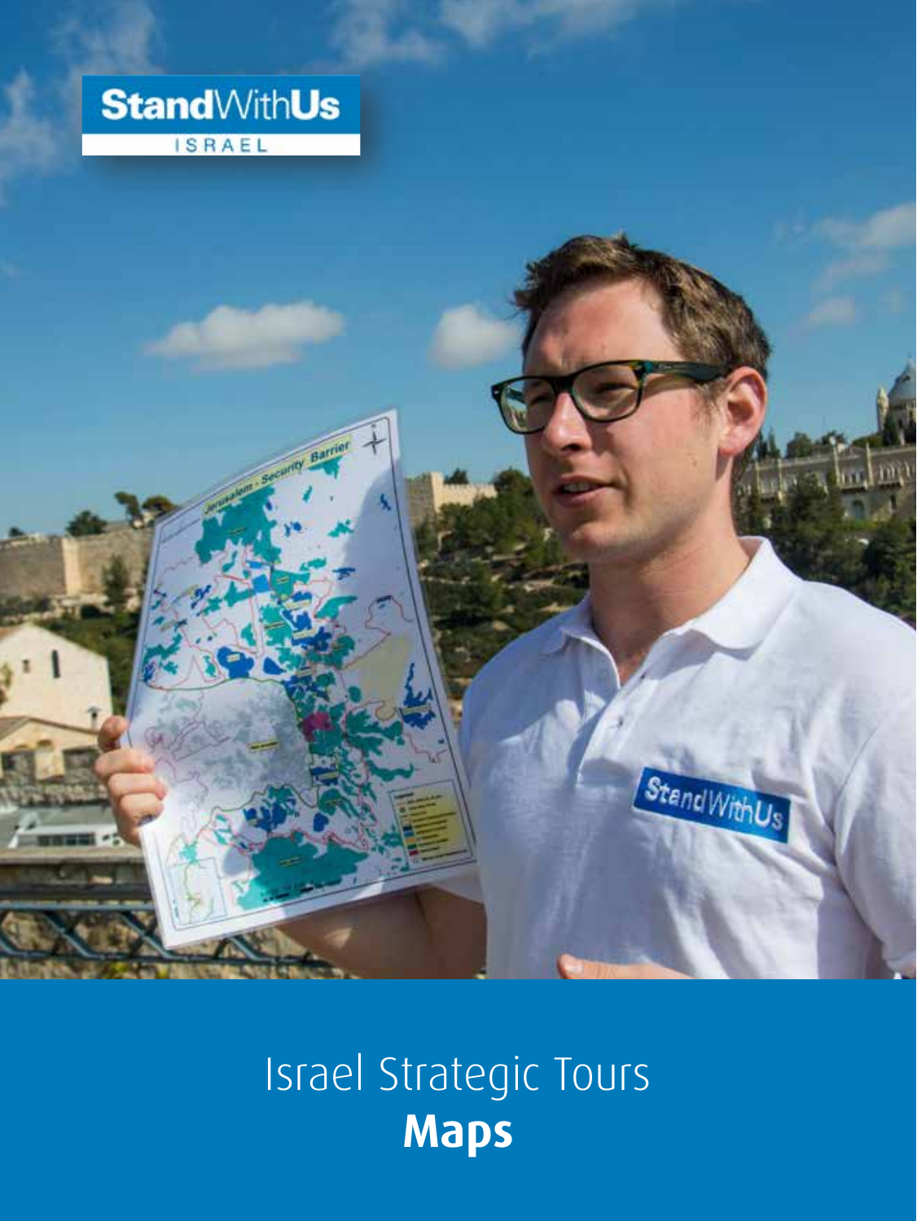StandWithUs
ISRAEL

# Israel Strategic Tours
# **Maps**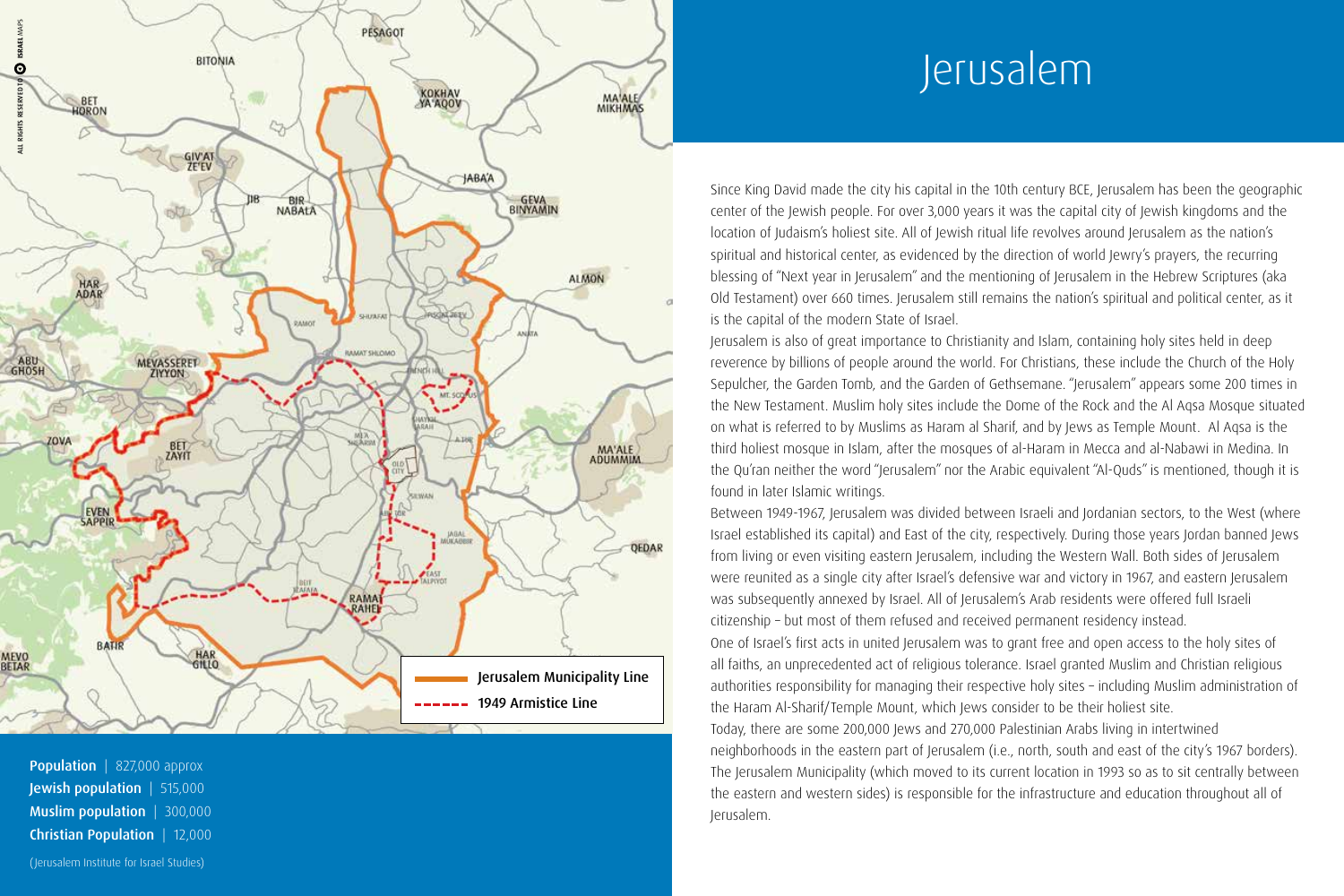# Jerusalem

Since King David made the city his capital in the 10th century BCE, Jerusalem has been the geographic center of the Jewish people. For over 3,000 years it was the capital city of Jewish kingdoms and the location of Judaism's holiest site. All of Jewish ritual life revolves around Jerusalem as the nation's spiritual and historical center, as evidenced by the direction of world Jewry's prayers, the recurring blessing of "Next year in Jerusalem" and the mentioning of Jerusalem in the Hebrew Scriptures (aka Old Testament) over 660 times. Jerusalem still remains the nation's spiritual and political center, as it is the capital of the modern State of Israel.

Jerusalem is also of great importance to Christianity and Islam, containing holy sites held in deep reverence by billions of people around the world. For Christians, these include the Church of the Holy Sepulcher, the Garden Tomb, and the Garden of Gethsemane. "Jerusalem" appears some 200 times in the New Testament. Muslim holy sites include the Dome of the Rock and the Al Aqsa Mosque situated on what is referred to by Muslims as Haram al Sharif, and by Jews as Temple Mount. Al Aqsa is the third holiest mosque in Islam, after the mosques of al-Haram in Mecca and al-Nabawi in Medina. In the Qu'ran neither the word "Jerusalem" nor the Arabic equivalent "Al-Quds" is mentioned, though it is found in later Islamic writings.

Between 1949-1967, Jerusalem was divided between Israeli and Jordanian sectors, to the West (where Israel established its capital) and East of the city, respectively. During those years Jordan banned Jews from living or even visiting eastern Jerusalem, including the Western Wall. Both sides of Jerusalem were reunited as a single city after Israel's defensive war and victory in 1967, and eastern Jerusalem was subsequently annexed by Israel. All of Jerusalem's Arab residents were offered full Israeli citizenship – but most of them refused and received permanent residency instead.

One of Israel's first acts in united Jerusalem was to grant free and open access to the holy sites of all faiths, an unprecedented act of religious tolerance. Israel granted Muslim and Christian religious authorities responsibility for managing their respective holy sites – including Muslim administration of the Haram Al-Sharif/Temple Mount, which Jews consider to be their holiest site.

Today, there are some 200,000 Jews and 270,000 Palestinian Arabs living in intertwined neighborhoods in the eastern part of Jerusalem (i.e., north, south and east of the city's 1967 borders). The Jerusalem Municipality (which moved to its current location in 1993 so as to sit centrally between the eastern and western sides) is responsible for the infrastructure and education throughout all of Jerusalem.

**Population** | 827,000 approx
**Jewish population** | 515,000
**Muslim population** | 300,000
**Christian Population** | 12,000

(Jerusalem Institute for Israel Studies)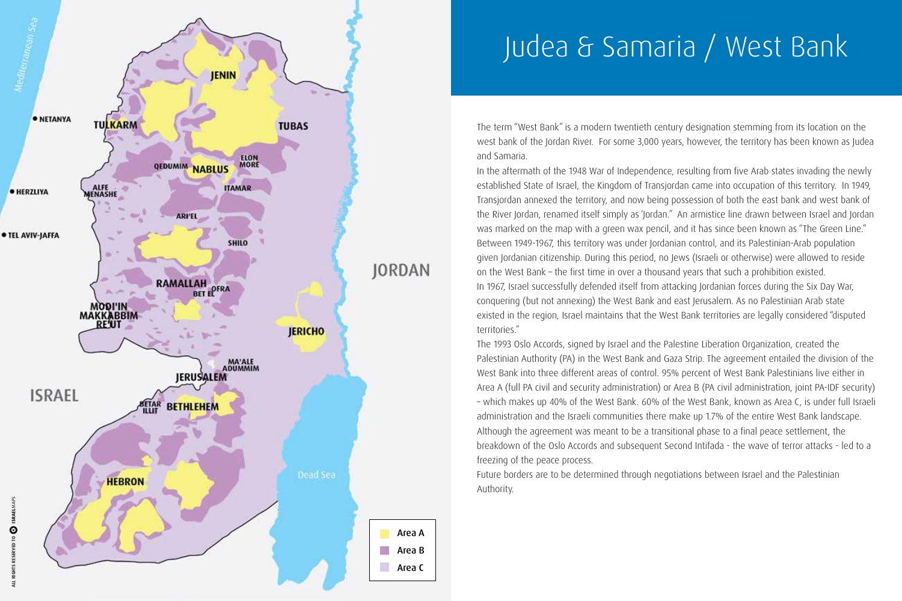# Judea & Samaria / West Bank

The term "West Bank" is a modern twentieth century designation stemming from its location on the west bank of the Jordan River. For some 3,000 years, however, the territory has been known as Judea and Samaria.

In the aftermath of the 1948 War of Independence, resulting from five Arab states invading the newly established State of Israel, the Kingdom of Transjordan came into occupation of this territory. In 1949, Transjordan annexed the territory, and now being possession of both the east bank and west bank of the River Jordan, renamed itself simply as 'Jordan.' An armistice line drawn between Israel and Jordan was marked on the map with a green wax pencil, and it has since been known as "The Green Line." Between 1949-1967, this territory was under Jordanian control, and its Palestinian-Arab population given Jordanian citizenship. During this period, no Jews (Israeli or otherwise) were allowed to reside on the West Bank – the first time in over a thousand years that such a prohibition existed.

In 1967, Israel successfully defended itself from attacking Jordanian forces during the Six Day War, conquering (but not annexing) the West Bank and east Jerusalem. As no Palestinian Arab state existed in the region, Israel maintains that the West Bank territories are legally considered "disputed territories."

The 1993 Oslo Accords, signed by Israel and the Palestine Liberation Organization, created the Palestinian Authority (PA) in the West Bank and Gaza Strip. The agreement entailed the division of the West Bank into three different areas of control. 95% percent of West Bank Palestinians live either in Area A (full PA civil and security administration) or Area B (PA civil administration, joint PA-IDF security) – which makes up 40% of the West Bank. 60% of the West Bank, known as Area C, is under full Israeli administration and the Israeli communities there make up 1.7% of the entire West Bank landscape. Although the agreement was meant to be a transitional phase to a final peace settlement, the breakdown of the Oslo Accords and subsequent Second Intifada - the wave of terror attacks - led to a freezing of the peace process.

Future borders are to be determined through negotiations between Israel and the Palestinian Authority.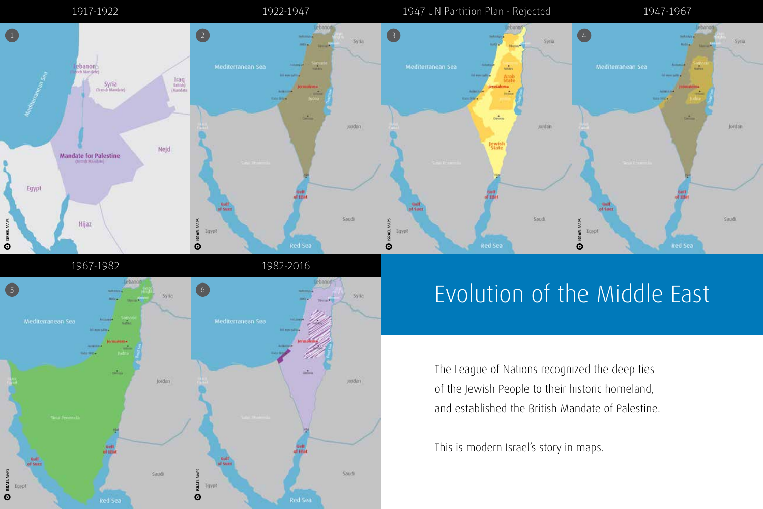1917-1922

1922-1947

1947 UN Partition Plan - Rejected

1947-1967

1967-1982

1982-2016

# Evolution of the Middle East

The League of Nations recognized the deep ties of the Jewish People to their historic homeland, and established the British Mandate of Palestine.

This is modern Israel's story in maps.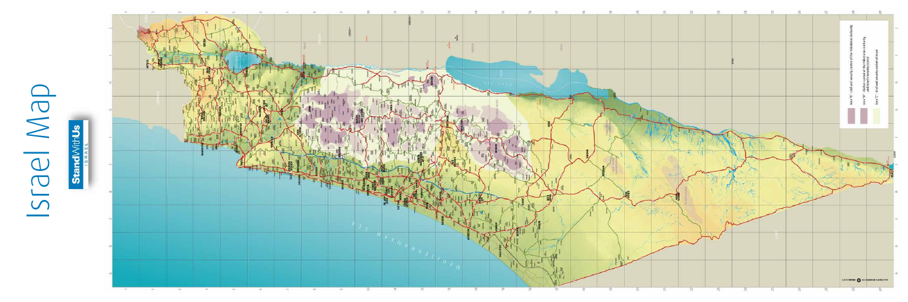# Israel Map

StandWithUs ISRAEL

Area "A" - Civil and security control of the Palestinian Authority

Area "B" - Civilian control of the Palestinian Authority and Israeli security control

Area "C" - Civil and security control of Israel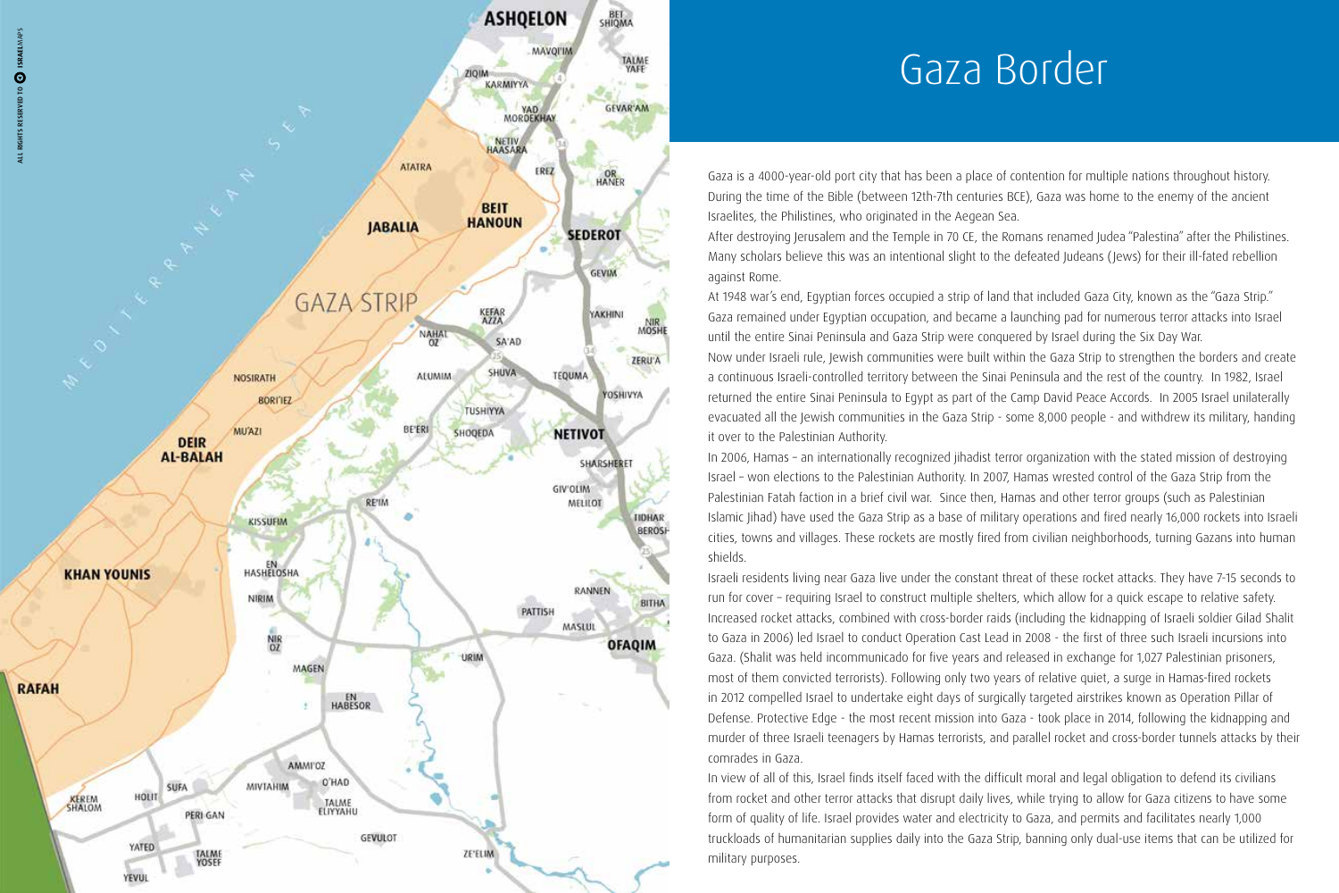# Gaza Border

Gaza is a 4000-year-old port city that has been a place of contention for multiple nations throughout history. During the time of the Bible (between 12th-7th centuries BCE), Gaza was home to the enemy of the ancient Israelites, the Philistines, who originated in the Aegean Sea.

After destroying Jerusalem and the Temple in 70 CE, the Romans renamed Judea "Palestina" after the Philistines. Many scholars believe this was an intentional slight to the defeated Judeans (Jews) for their ill-fated rebellion against Rome.

At 1948 war's end, Egyptian forces occupied a strip of land that included Gaza City, known as the "Gaza Strip." Gaza remained under Egyptian occupation, and became a launching pad for numerous terror attacks into Israel until the entire Sinai Peninsula and Gaza Strip were conquered by Israel during the Six Day War.

Now under Israeli rule, Jewish communities were built within the Gaza Strip to strengthen the borders and create a continuous Israeli-controlled territory between the Sinai Peninsula and the rest of the country. In 1982, Israel returned the entire Sinai Peninsula to Egypt as part of the Camp David Peace Accords. In 2005 Israel unilaterally evacuated all the Jewish communities in the Gaza Strip - some 8,000 people - and withdrew its military, handing it over to the Palestinian Authority.

In 2006, Hamas – an internationally recognized jihadist terror organization with the stated mission of destroying Israel – won elections to the Palestinian Authority. In 2007, Hamas wrested control of the Gaza Strip from the Palestinian Fatah faction in a brief civil war. Since then, Hamas and other terror groups (such as Palestinian Islamic Jihad) have used the Gaza Strip as a base of military operations and fired nearly 16,000 rockets into Israeli cities, towns and villages. These rockets are mostly fired from civilian neighborhoods, turning Gazans into human shields.

Israeli residents living near Gaza live under the constant threat of these rocket attacks. They have 7-15 seconds to run for cover – requiring Israel to construct multiple shelters, which allow for a quick escape to relative safety. Increased rocket attacks, combined with cross-border raids (including the kidnapping of Israeli soldier Gilad Shalit to Gaza in 2006) led Israel to conduct Operation Cast Lead in 2008 - the first of three such Israeli incursions into Gaza. (Shalit was held incommunicado for five years and released in exchange for 1,027 Palestinian prisoners, most of them convicted terrorists). Following only two years of relative quiet, a surge in Hamas-fired rockets in 2012 compelled Israel to undertake eight days of surgically targeted airstrikes known as Operation Pillar of Defense. Protective Edge - the most recent mission into Gaza - took place in 2014, following the kidnapping and murder of three Israeli teenagers by Hamas terrorists, and parallel rocket and cross-border tunnels attacks by their comrades in Gaza.

In view of all of this, Israel finds itself faced with the difficult moral and legal obligation to defend its civilians from rocket and other terror attacks that disrupt daily lives, while trying to allow for Gaza citizens to have some form of quality of life. Israel provides water and electricity to Gaza, and permits and facilitates nearly 1,000 truckloads of humanitarian supplies daily into the Gaza Strip, banning only dual-use items that can be utilized for military purposes.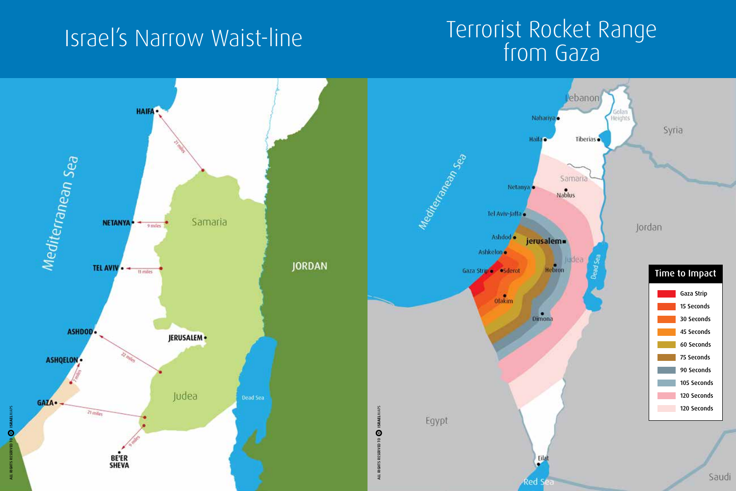# Israel's Narrow Waist-line

HAIFA — 21 miles

NETANYA — 9 miles

TEL AVIV — 11 miles

ASHDOD — 22 miles

ASHQELON — 3 miles

GAZA — 21 miles

BE'ER SHEVA — 9 miles

JERUSALEM

Samaria

Judea

Mediterranean Sea

JORDAN

Dead Sea

ALL RIGHTS RESERVED TO ISRAELMAPS

# Terrorist Rocket Range from Gaza

Lebanon

Golan Heights

Syria

Nahariya

Haifa

Tiberias

Samaria

Netanya

Nablus

Tel Aviv-Jaffa

Ashdod

Jerusalem

Ashkelon

Judea

Gaza Strip

Sderot

Hebron

Ofakim

Dimona

Mediterranean Sea

Jordan

Dead Sea

Egypt

Eilat

Red Sea

Saudi

ALL RIGHTS RESERVED TO ISRAELMAPS

| Time to Impact |
| --- |
| Gaza Strip |
| 15 Seconds |
| 30 Seconds |
| 45 Seconds |
| 60 Seconds |
| 75 Seconds |
| 90 Seconds |
| 105 Seconds |
| 120 Seconds |
| 120 Seconds |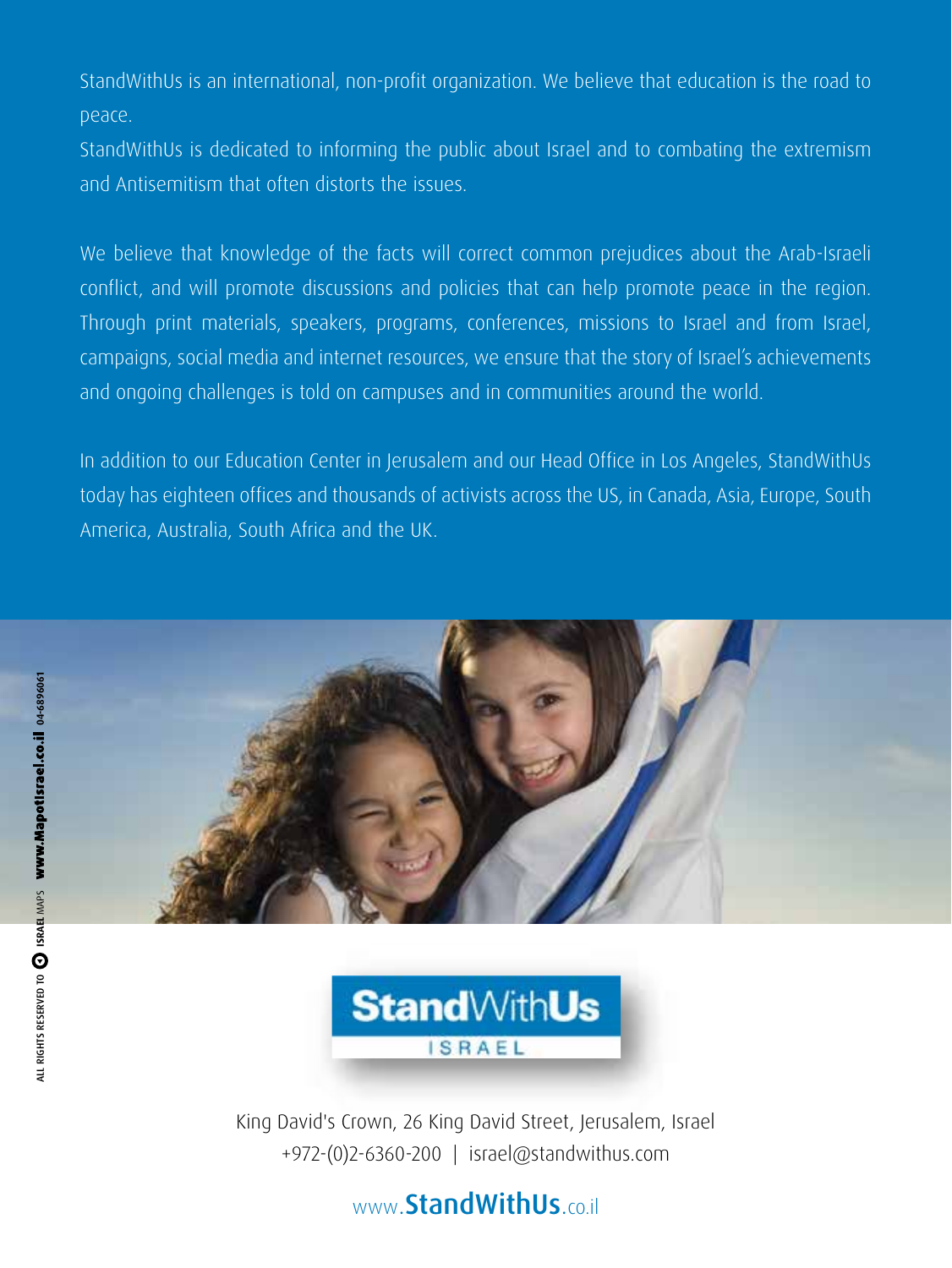StandWithUs is an international, non-profit organization. We believe that education is the road to peace.

StandWithUs is dedicated to informing the public about Israel and to combating the extremism and Antisemitism that often distorts the issues.

We believe that knowledge of the facts will correct common prejudices about the Arab-Israeli conflict, and will promote discussions and policies that can help promote peace in the region. Through print materials, speakers, programs, conferences, missions to Israel and from Israel, campaigns, social media and internet resources, we ensure that the story of Israel's achievements and ongoing challenges is told on campuses and in communities around the world.

In addition to our Education Center in Jerusalem and our Head Office in Los Angeles, StandWithUs today has eighteen offices and thousands of activists across the US, in Canada, Asia, Europe, South America, Australia, South Africa and the UK.

ALL RIGHTS RESERVED TO ISRAEL MAPS www.MapotIsrael.co.il 04-6896061

StandWithUs ISRAEL

King David's Crown, 26 King David Street, Jerusalem, Israel
+972-(0)2-6360-200 | israel@standwithus.com

www.StandWithUs.co.il